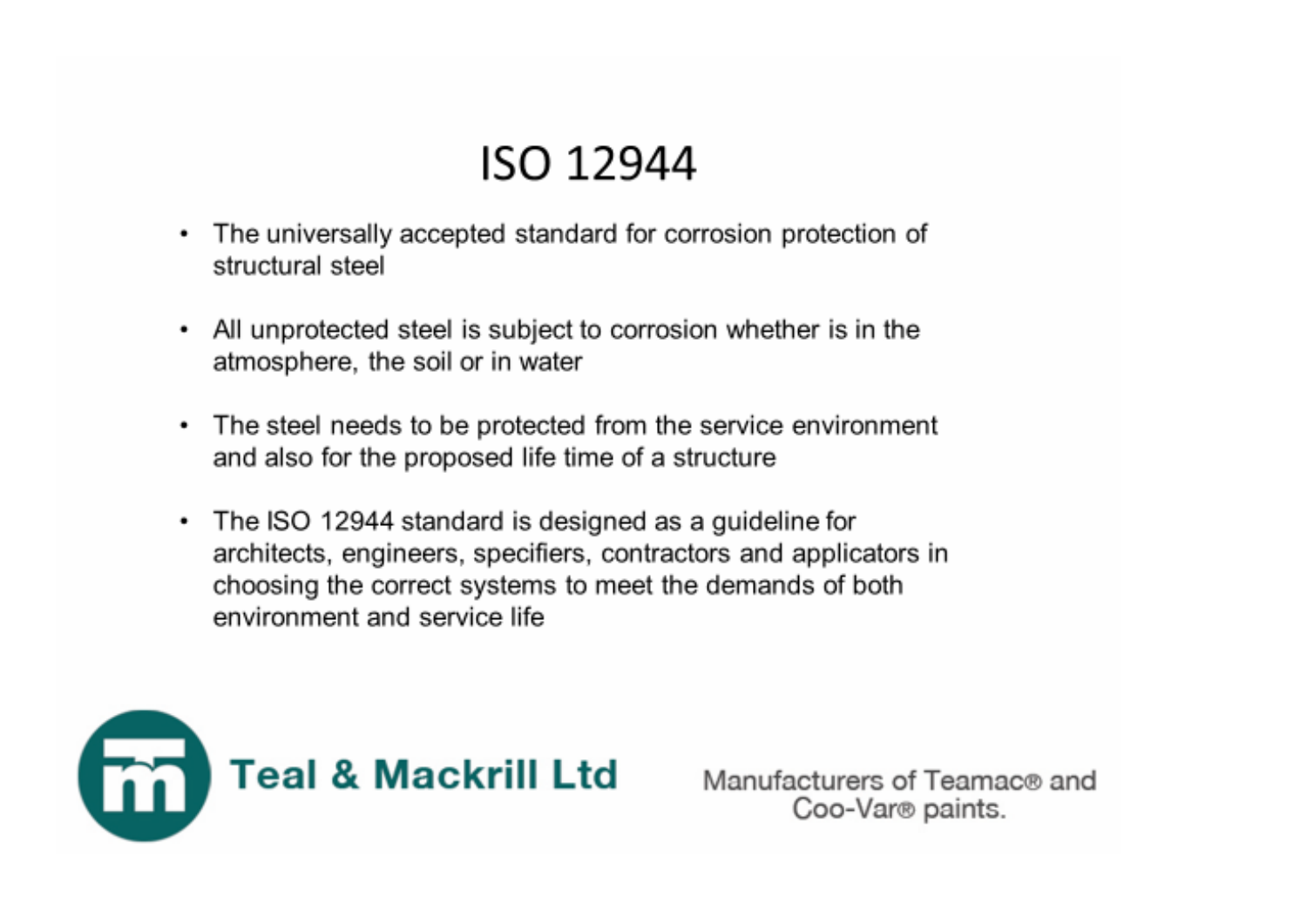# ISO 12944

- The universally accepted standard for corrosion protection of structural steel
- All unprotected steel is subject to corrosion whether is in the atmosphere, the soil or in water
- The steel needs to be protected from the service environment and also for the proposed life time of a structure
- The ISO 12944 standard is designed as a guideline for architects, engineers, specifiers, contractors and applicators in choosing the correct systems to meet the demands of both environment and service life

**Teal & Mackrill Ltd**

Manufacturers of Teamac® and Coo-Var® paints.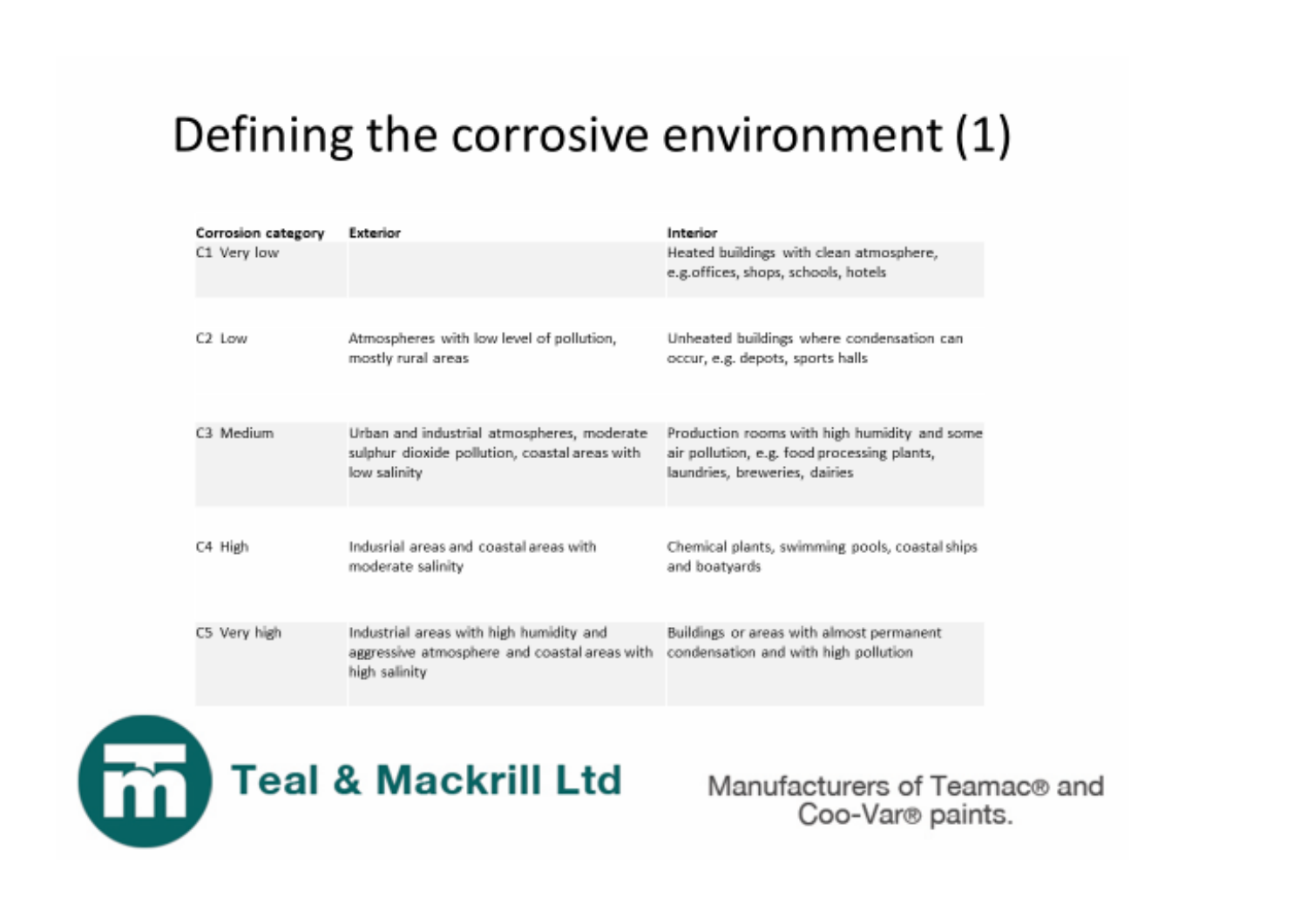# Defining the corrosive environment (1)

| Corrosion category | Exterior | Interior |
|---|---|---|
| C1 Very low | | Heated buildings with clean atmosphere, e.g.offices, shops, schools, hotels |
| C2 Low | Atmospheres with low level of pollution, mostly rural areas | Unheated buildings where condensation can occur, e.g. depots, sports halls |
| C3 Medium | Urban and industrial atmospheres, moderate sulphur dioxide pollution, coastal areas with low salinity | Production rooms with high humidity and some air pollution, e.g. food processing plants, laundries, breweries, dairies |
| C4 High | Indusrial areas and coastal areas with moderate salinity | Chemical plants, swimming pools, coastal ships and boatyards |
| C5 Very high | Industrial areas with high humidity and aggressive atmosphere and coastal areas with high salinity | Buildings or areas with almost permanent condensation and with high pollution |

**Teal & Mackrill Ltd**

Manufacturers of Teamac® and Coo-Var® paints.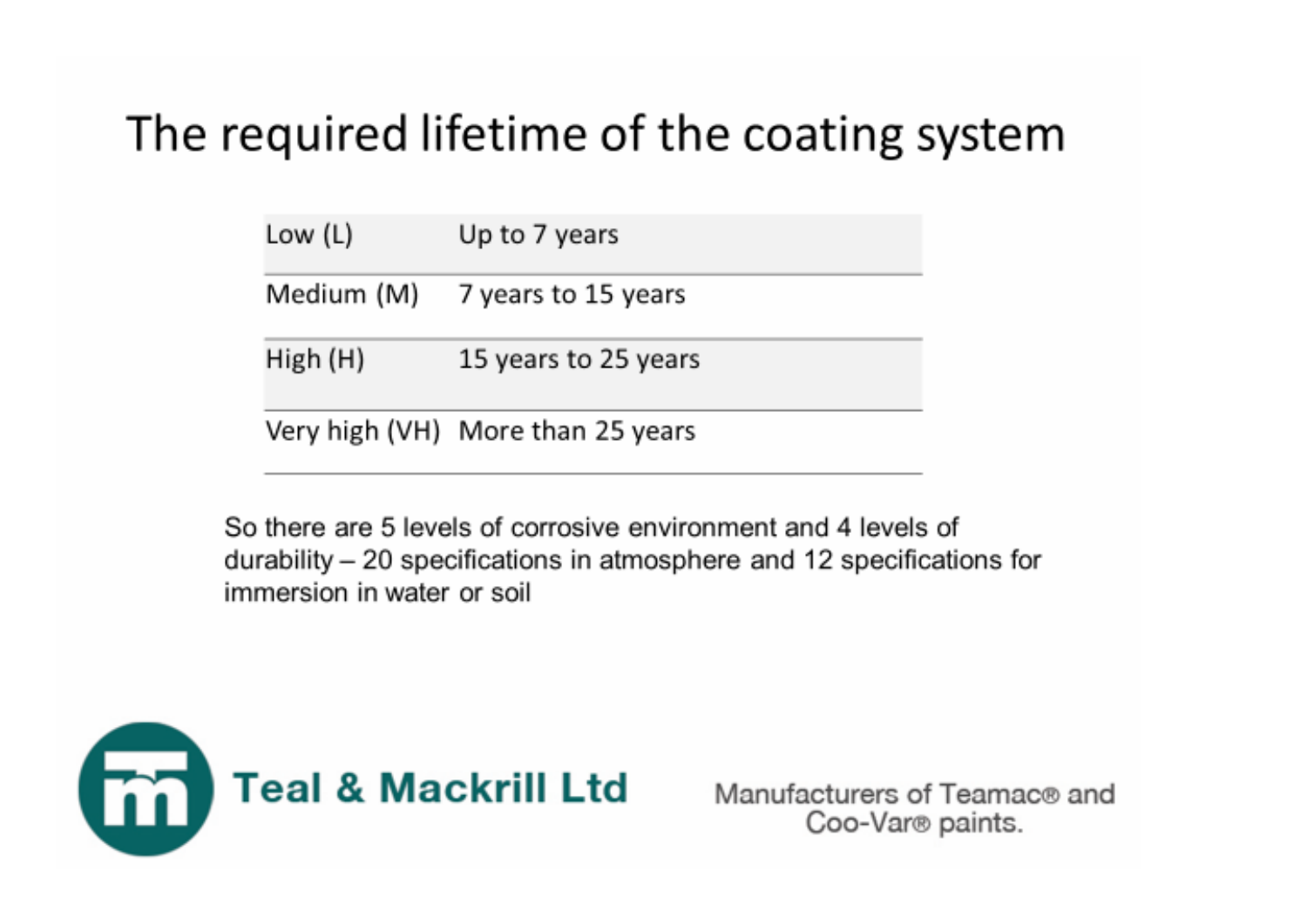# The required lifetime of the coating system

| Low (L) | Up to 7 years |
|---|---|
| Medium (M) | 7 years to 15 years |
| High (H) | 15 years to 25 years |
| Very high (VH) | More than 25 years |

So there are 5 levels of corrosive environment and 4 levels of durability – 20 specifications in atmosphere and 12 specifications for immersion in water or soil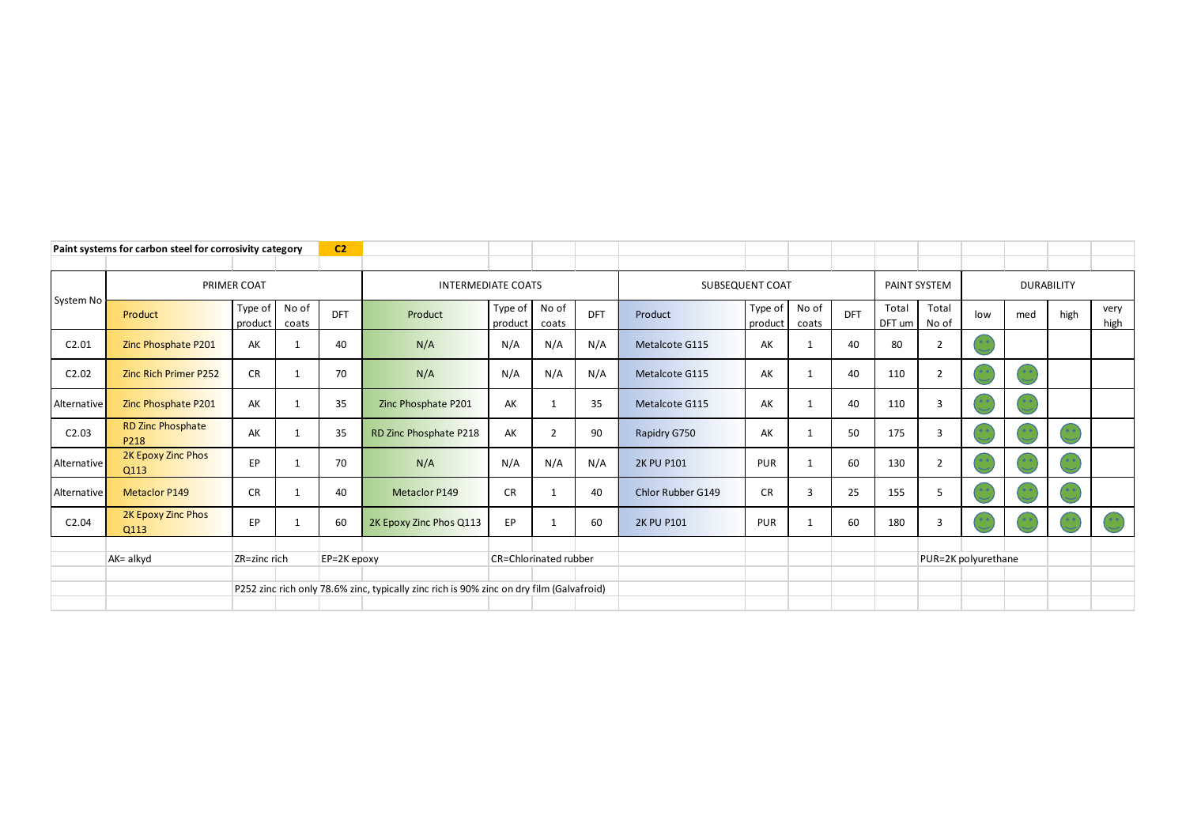**Paint systems for carbon steel for corrosivity category C2**

| System No | PRIMER COAT | | | | INTERMEDIATE COATS | | | | SUBSEQUENT COAT | | | | PAINT SYSTEM | | DURABILITY | | | |
|---|---|---|---|---|---|---|---|---|---|---|---|---|---|---|---|---|---|---|
| | Product | Type of product | No of coats | DFT | Product | Type of product | No of coats | DFT | Product | Type of product | No of coats | DFT | Total DFT um | Total No of | low | med | high | very high |
| C2.01 | Zinc Phosphate P201 | AK | 1 | 40 | N/A | N/A | N/A | N/A | Metalcote G115 | AK | 1 | 40 | 80 | 2 | ☺ | | | |
| C2.02 | Zinc Rich Primer P252 | CR | 1 | 70 | N/A | N/A | N/A | N/A | Metalcote G115 | AK | 1 | 40 | 110 | 2 | ☺ | ☺ | | |
| Alternative | Zinc Phosphate P201 | AK | 1 | 35 | Zinc Phosphate P201 | AK | 1 | 35 | Metalcote G115 | AK | 1 | 40 | 110 | 3 | ☺ | ☺ | | |
| C2.03 | RD Zinc Phosphate P218 | AK | 1 | 35 | RD Zinc Phosphate P218 | AK | 2 | 90 | Rapidry G750 | AK | 1 | 50 | 175 | 3 | ☺ | ☺ | ☺ | |
| Alternative | 2K Epoxy Zinc Phos Q113 | EP | 1 | 70 | N/A | N/A | N/A | N/A | 2K PU P101 | PUR | 1 | 60 | 130 | 2 | ☺ | ☺ | ☺ | |
| Alternative | Metaclor P149 | CR | 1 | 40 | Metaclor P149 | CR | 1 | 40 | Chlor Rubber G149 | CR | 3 | 25 | 155 | 5 | ☺ | ☺ | ☺ | |
| C2.04 | 2K Epoxy Zinc Phos Q113 | EP | 1 | 60 | 2K Epoxy Zinc Phos Q113 | EP | 1 | 60 | 2K PU P101 | PUR | 1 | 60 | 180 | 3 | ☺ | ☺ | ☺ | ☺ |

AK= alkyd    ZR=zinc rich    EP=2K epoxy    CR=Chlorinated rubber    PUR=2K polyurethane

P252 zinc rich only 78.6% zinc, typically zinc rich is 90% zinc on dry film (Galvafroid)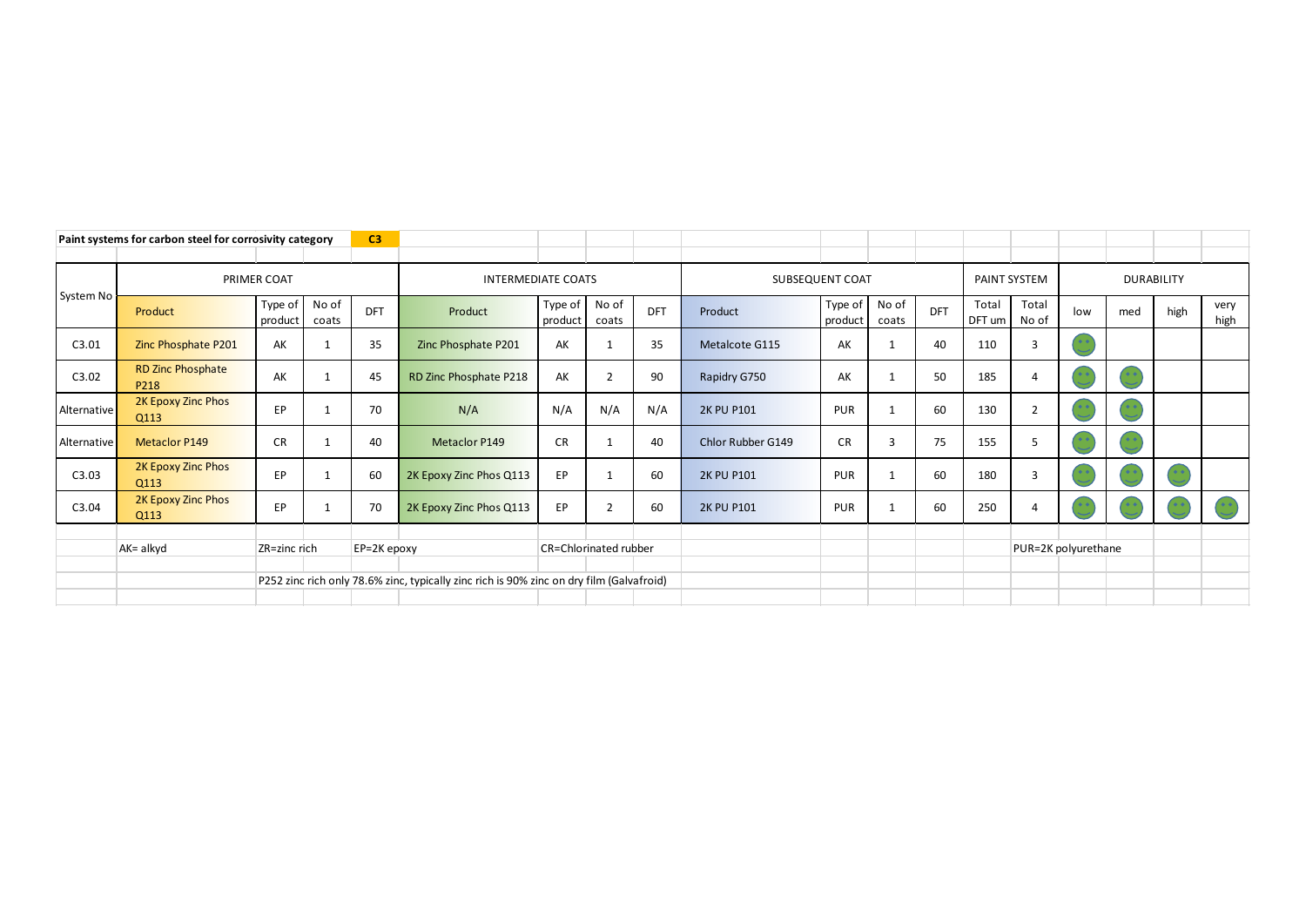**Paint systems for carbon steel for corrosivity category** **C3**

| System No | PRIMER COAT | | | | INTERMEDIATE COATS | | | | SUBSEQUENT COAT | | | | PAINT SYSTEM | | DURABILITY | | | |
|---|---|---|---|---|---|---|---|---|---|---|---|---|---|---|---|---|---|---|
| | Product | Type of product | No of coats | DFT | Product | Type of product | No of coats | DFT | Product | Type of product | No of coats | DFT | Total DFT um | Total No of | low | med | high | very high |
| C3.01 | Zinc Phosphate P201 | AK | 1 | 35 | Zinc Phosphate P201 | AK | 1 | 35 | Metalcote G115 | AK | 1 | 40 | 110 | 3 | ☺ | | | |
| C3.02 | RD Zinc Phosphate P218 | AK | 1 | 45 | RD Zinc Phosphate P218 | AK | 2 | 90 | Rapidry G750 | AK | 1 | 50 | 185 | 4 | ☺ | ☺ | | |
| Alternative | 2K Epoxy Zinc Phos Q113 | EP | 1 | 70 | N/A | N/A | N/A | N/A | 2K PU P101 | PUR | 1 | 60 | 130 | 2 | ☺ | ☺ | | |
| Alternative | Metaclor P149 | CR | 1 | 40 | Metaclor P149 | CR | 1 | 40 | Chlor Rubber G149 | CR | 3 | 75 | 155 | 5 | ☺ | ☺ | | |
| C3.03 | 2K Epoxy Zinc Phos Q113 | EP | 1 | 60 | 2K Epoxy Zinc Phos Q113 | EP | 1 | 60 | 2K PU P101 | PUR | 1 | 60 | 180 | 3 | ☺ | ☺ | ☺ | |
| C3.04 | 2K Epoxy Zinc Phos Q113 | EP | 1 | 70 | 2K Epoxy Zinc Phos Q113 | EP | 2 | 60 | 2K PU P101 | PUR | 1 | 60 | 250 | 4 | ☺ | ☺ | ☺ | ☺ |

AK= alkyd ZR=zinc rich EP=2K epoxy CR=Chlorinated rubber PUR=2K polyurethane

P252 zinc rich only 78.6% zinc, typically zinc rich is 90% zinc on dry film (Galvafroid)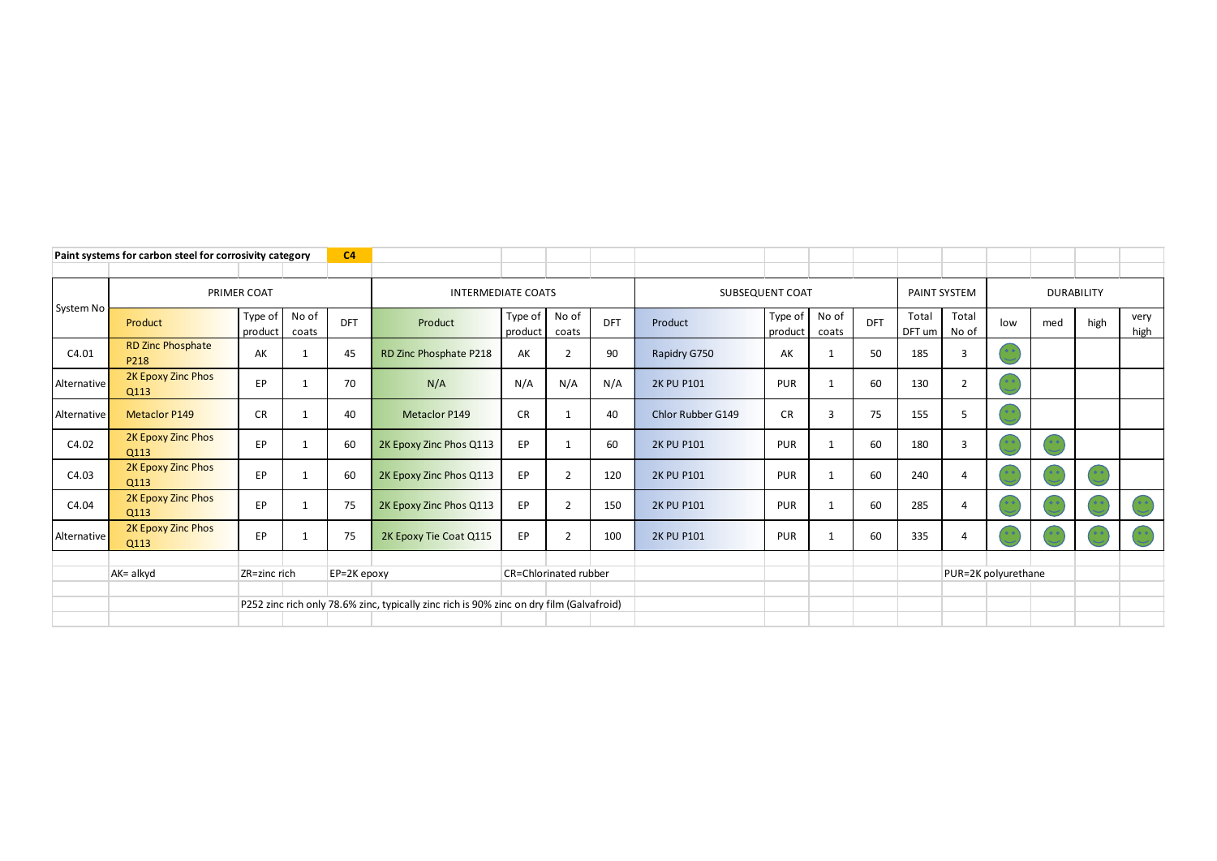**Paint systems for carbon steel for corrosivity category** **C4**

| System No | PRIMER COAT | | | | INTERMEDIATE COATS | | | | SUBSEQUENT COAT | | | | PAINT SYSTEM | | DURABILITY | | | |
|---|---|---|---|---|---|---|---|---|---|---|---|---|---|---|---|---|---|---|
| | Product | Type of product | No of coats | DFT | Product | Type of product | No of coats | DFT | Product | Type of product | No of coats | DFT | Total DFT um | Total No of | low | med | high | very high |
| C4.01 | RD Zinc Phosphate P218 | AK | 1 | 45 | RD Zinc Phosphate P218 | AK | 2 | 90 | Rapidry G750 | AK | 1 | 50 | 185 | 3 | ☺ | | | |
| Alternative | 2K Epoxy Zinc Phos Q113 | EP | 1 | 70 | N/A | N/A | N/A | N/A | 2K PU P101 | PUR | 1 | 60 | 130 | 2 | ☺ | | | |
| Alternative | Metaclor P149 | CR | 1 | 40 | Metaclor P149 | CR | 1 | 40 | Chlor Rubber G149 | CR | 3 | 75 | 155 | 5 | ☺ | | | |
| C4.02 | 2K Epoxy Zinc Phos Q113 | EP | 1 | 60 | 2K Epoxy Zinc Phos Q113 | EP | 1 | 60 | 2K PU P101 | PUR | 1 | 60 | 180 | 3 | ☺ | ☺ | | |
| C4.03 | 2K Epoxy Zinc Phos Q113 | EP | 1 | 60 | 2K Epoxy Zinc Phos Q113 | EP | 2 | 120 | 2K PU P101 | PUR | 1 | 60 | 240 | 4 | ☺ | ☺ | ☺ | |
| C4.04 | 2K Epoxy Zinc Phos Q113 | EP | 1 | 75 | 2K Epoxy Zinc Phos Q113 | EP | 2 | 150 | 2K PU P101 | PUR | 1 | 60 | 285 | 4 | ☺ | ☺ | ☺ | ☺ |
| Alternative | 2K Epoxy Zinc Phos Q113 | EP | 1 | 75 | 2K Epoxy Tie Coat Q115 | EP | 2 | 100 | 2K PU P101 | PUR | 1 | 60 | 335 | 4 | ☺ | ☺ | ☺ | ☺ |

AK= alkyd   ZR=zinc rich   EP=2K epoxy   CR=Chlorinated rubber   PUR=2K polyurethane

P252 zinc rich only 78.6% zinc, typically zinc rich is 90% zinc on dry film (Galvafroid)